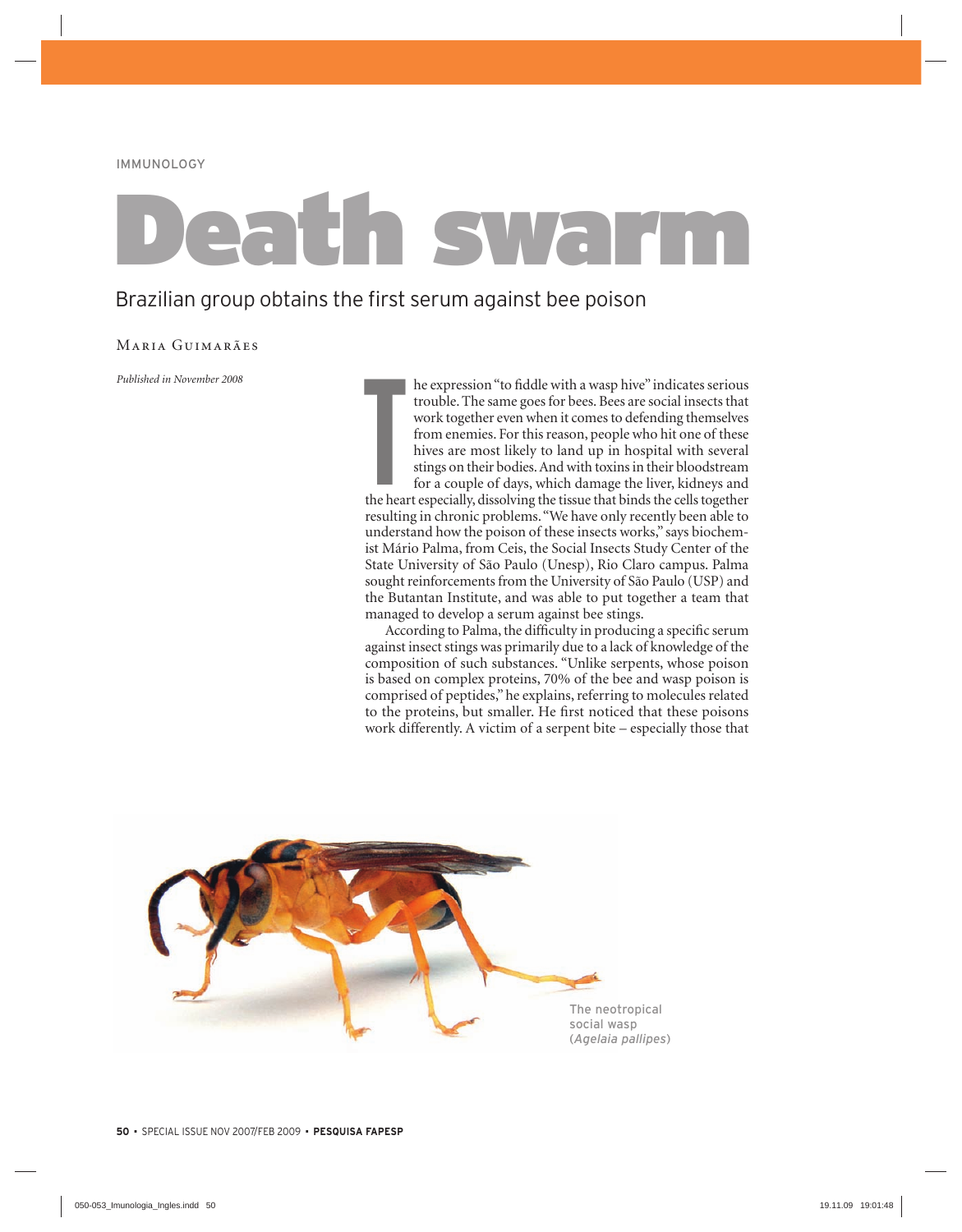IMMUNOLOGY

# Death swarm

## Brazilian group obtains the first serum against bee poison

Maria Guimarães

*Published in November 2008*

The expression "to fiddle with a wasp hive" indicates serious trouble. The same goes for bees. Bees are social insects that work together even when it comes to defending themselves from enemies. For this reason, people who hit one of these hives are most likely to land up in hospital with several stings on their bodies. And with toxins in their bloodstream for a couple of days, which damage the liver, kidneys and the heart especially, dissolving the tissue that binds the cells together resulting in chronic problems. "We have only recently been able to understand how the poison of these insects works," says biochemist Mário Palma, from Ceis, the Social Insects Study Center of the State University of São Paulo (Unesp), Rio Claro campus. Palma sought reinforcements from the University of São Paulo (USP) and the Butantan Institute, and was able to put together a team that managed to develop a serum against bee stings.

According to Palma, the difficulty in producing a specific serum against insect stings was primarily due to a lack of knowledge of the composition of such substances. "Unlike serpents, whose poison is based on complex proteins, 70% of the bee and wasp poison is comprised of peptides," he explains, referring to molecules related to the proteins, but smaller. He first noticed that these poisons work differently. A victim of a serpent bite – especially those that

The neotropical social wasp (*Agelaia pallipes*)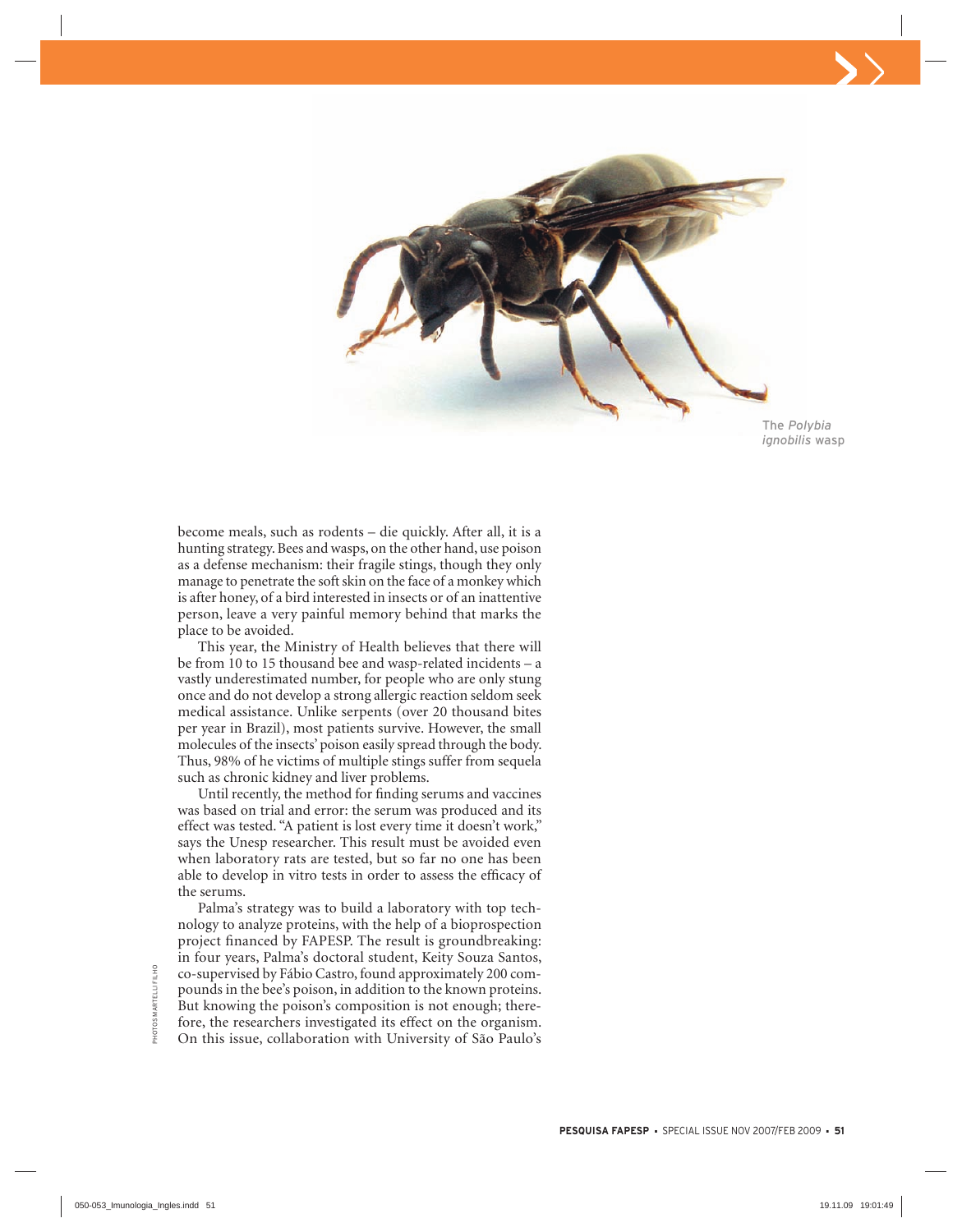The *Polybia ignobilis* wasp

become meals, such as rodents – die quickly. After all, it is a hunting strategy. Bees and wasps, on the other hand, use poison as a defense mechanism: their fragile stings, though they only manage to penetrate the soft skin on the face of a monkey which is after honey, of a bird interested in insects or of an inattentive person, leave a very painful memory behind that marks the place to be avoided.

This year, the Ministry of Health believes that there will be from 10 to 15 thousand bee and wasp-related incidents – a vastly underestimated number, for people who are only stung once and do not develop a strong allergic reaction seldom seek medical assistance. Unlike serpents (over 20 thousand bites per year in Brazil), most patients survive. However, the small molecules of the insects' poison easily spread through the body. Thus, 98% of he victims of multiple stings suffer from sequela such as chronic kidney and liver problems.

Until recently, the method for finding serums and vaccines was based on trial and error: the serum was produced and its effect was tested. "A patient is lost every time it doesn't work," says the Unesp researcher. This result must be avoided even when laboratory rats are tested, but so far no one has been able to develop in vitro tests in order to assess the efficacy of the serums.

Palma's strategy was to build a laboratory with top technology to analyze proteins, with the help of a bioprospection project financed by FAPESP. The result is groundbreaking: in four years, Palma's doctoral student, Keity Souza Santos, co-supervised by Fábio Castro, found approximately 200 compounds in the bee's poison, in addition to the known proteins. But knowing the poison's composition is not enough; therefore, the researchers investigated its effect on the organism. On this issue, collaboration with University of São Paulo's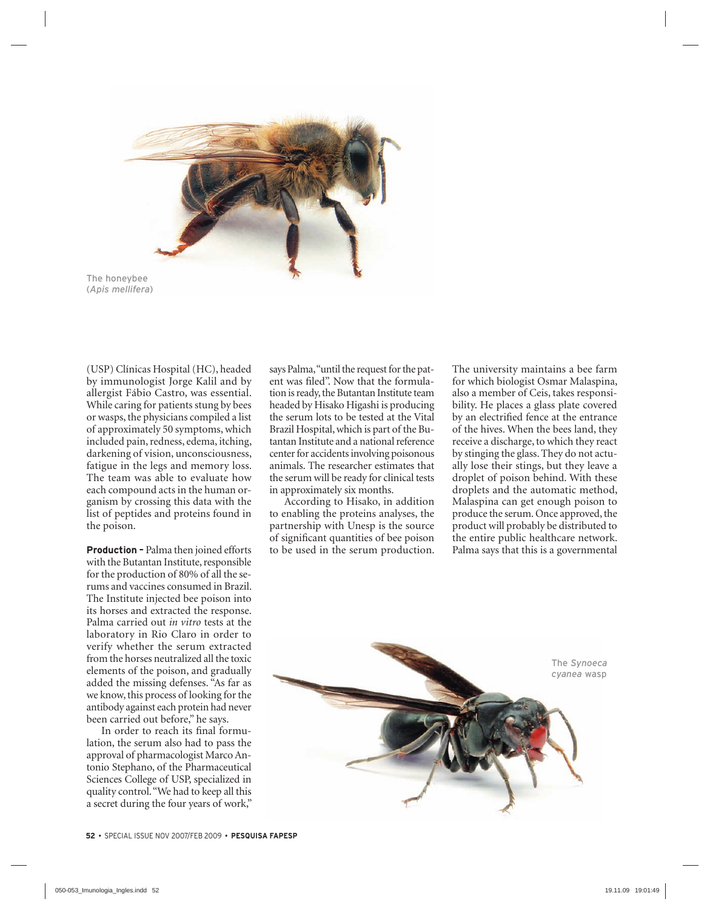The honeybee (*Apis mellifera*)

(USP) Clínicas Hospital (HC), headed by immunologist Jorge Kalil and by allergist Fábio Castro, was essential. While caring for patients stung by bees or wasps, the physicians compiled a list of approximately 50 symptoms, which included pain, redness, edema, itching, darkening of vision, unconsciousness, fatigue in the legs and memory loss. The team was able to evaluate how each compound acts in the human organism by crossing this data with the list of peptides and proteins found in the poison.

**Production –** Palma then joined efforts with the Butantan Institute, responsible for the production of 80% of all the serums and vaccines consumed in Brazil. The Institute injected bee poison into its horses and extracted the response. Palma carried out *in vitro* tests at the laboratory in Rio Claro in order to verify whether the serum extracted from the horses neutralized all the toxic elements of the poison, and gradually added the missing defenses. "As far as we know, this process of looking for the antibody against each protein had never been carried out before," he says.

In order to reach its final formulation, the serum also had to pass the approval of pharmacologist Marco Antonio Stephano, of the Pharmaceutical Sciences College of USP, specialized in quality control. "We had to keep all this a secret during the four years of work," says Palma, "until the request for the patent was filed". Now that the formulation is ready, the Butantan Institute team headed by Hisako Higashi is producing the serum lots to be tested at the Vital Brazil Hospital, which is part of the Butantan Institute and a national reference center for accidents involving poisonous animals. The researcher estimates that the serum will be ready for clinical tests in approximately six months.

According to Hisako, in addition to enabling the proteins analyses, the partnership with Unesp is the source of significant quantities of bee poison to be used in the serum production. The university maintains a bee farm for which biologist Osmar Malaspina, also a member of Ceis, takes responsibility. He places a glass plate covered by an electrified fence at the entrance of the hives. When the bees land, they receive a discharge, to which they react by stinging the glass. They do not actually lose their stings, but they leave a droplet of poison behind. With these droplets and the automatic method, Malaspina can get enough poison to produce the serum. Once approved, the product will probably be distributed to the entire public healthcare network. Palma says that this is a governmental

The *Synoeca cyanea* wasp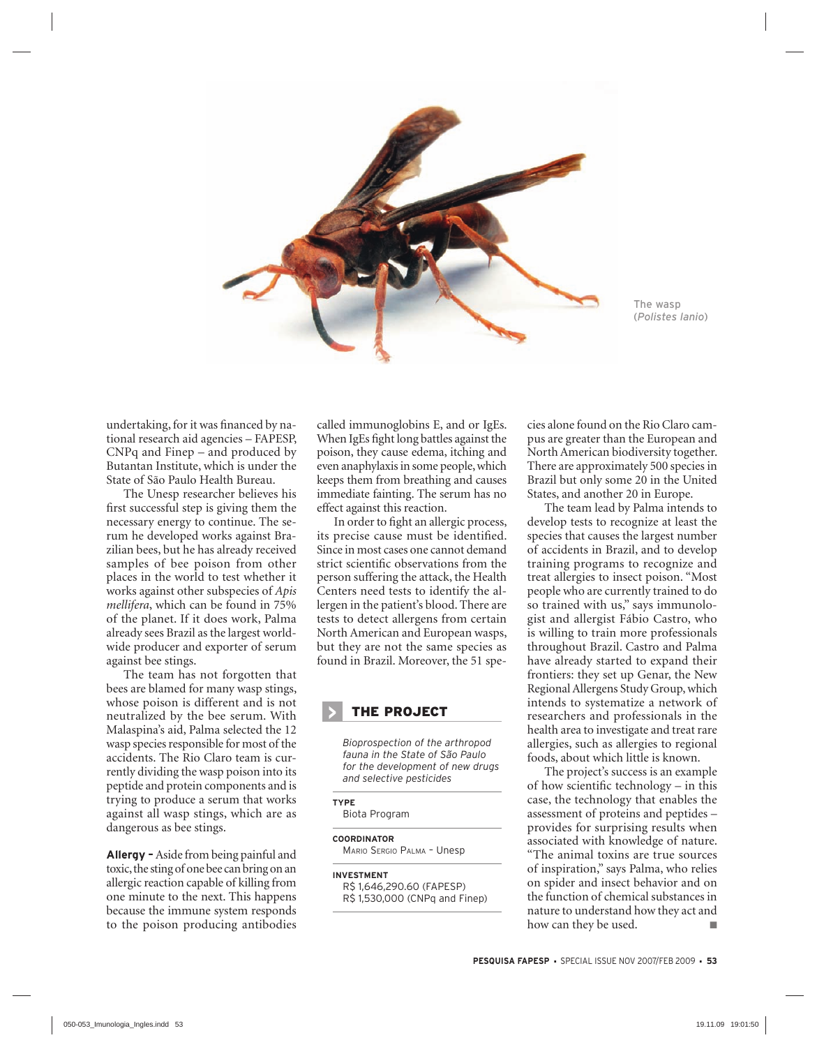The wasp (*Polistes lanio*)

undertaking, for it was financed by national research aid agencies – FAPESP, CNPq and Finep – and produced by Butantan Institute, which is under the State of São Paulo Health Bureau.

The Unesp researcher believes his first successful step is giving them the necessary energy to continue. The serum he developed works against Brazilian bees, but he has already received samples of bee poison from other places in the world to test whether it works against other subspecies of *Apis mellifera*, which can be found in 75% of the planet. If it does work, Palma already sees Brazil as the largest worldwide producer and exporter of serum against bee stings.

The team has not forgotten that bees are blamed for many wasp stings, whose poison is different and is not neutralized by the bee serum. With Malaspina's aid, Palma selected the 12 wasp species responsible for most of the accidents. The Rio Claro team is currently dividing the wasp poison into its peptide and protein components and is trying to produce a serum that works against all wasp stings, which are as dangerous as bee stings.

**Allergy –** Aside from being painful and toxic, the sting of one bee can bring on an allergic reaction capable of killing from one minute to the next. This happens because the immune system responds to the poison producing antibodies called immunoglobins E, and or IgEs. When IgEs fight long battles against the poison, they cause edema, itching and even anaphylaxis in some people, which keeps them from breathing and causes immediate fainting. The serum has no effect against this reaction.

In order to fight an allergic process, its precise cause must be identified. Since in most cases one cannot demand strict scientific observations from the person suffering the attack, the Health Centers need tests to identify the allergen in the patient's blood. There are tests to detect allergens from certain North American and European wasps, but they are not the same species as found in Brazil. Moreover, the 51 species alone found on the Rio Claro campus are greater than the European and North American biodiversity together. There are approximately 500 species in Brazil but only some 20 in the United States, and another 20 in Europe.

The team lead by Palma intends to develop tests to recognize at least the species that causes the largest number of accidents in Brazil, and to develop training programs to recognize and treat allergies to insect poison. "Most people who are currently trained to do so trained with us," says immunologist and allergist Fábio Castro, who is willing to train more professionals throughout Brazil. Castro and Palma have already started to expand their frontiers: they set up Genar, the New Regional Allergens Study Group, which intends to systematize a network of researchers and professionals in the health area to investigate and treat rare allergies, such as allergies to regional foods, about which little is known.

The project's success is an example of how scientific technology – in this case, the technology that enables the assessment of proteins and peptides – provides for surprising results when associated with knowledge of nature. "The animal toxins are true sources of inspiration," says Palma, who relies on spider and insect behavior and on the function of chemical substances in nature to understand how they act and how can they be used. ■

## THE PROJECT

*Bioprospection of the arthropod fauna in the State of São Paulo for the development of new drugs and selective pesticides*

**TYPE**
Biota Program

**COORDINATOR**
Mario Sergio Palma – Unesp

**INVESTMENT**
R$ 1,646,290.60 (FAPESP)
R$ 1,530,000 (CNPq and Finep)